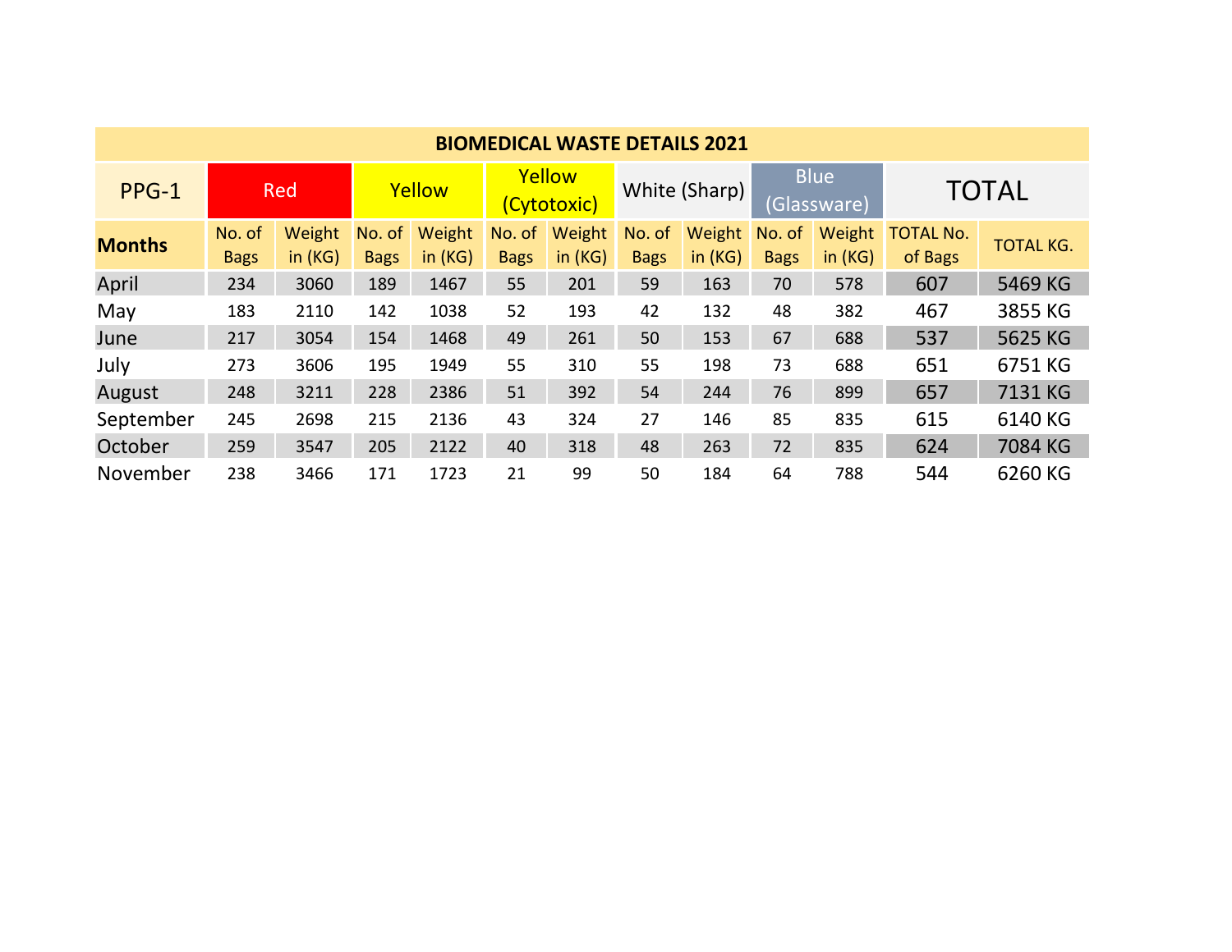| BIOMEDICAL WASTE DETAILS 2021 | | | | | | | | | | | | |
|---|---|---|---|---|---|---|---|---|---|---|---|---|
| PPG-1 | Red | | Yellow | | Yellow (Cytotoxic) | | White (Sharp) | | Blue (Glassware) | | TOTAL | |
| **Months** | No. of Bags | Weight in (KG) | No. of Bags | Weight in (KG) | No. of Bags | Weight in (KG) | No. of Bags | Weight in (KG) | No. of Bags | Weight in (KG) | TOTAL No. of Bags | TOTAL KG. |
| April | 234 | 3060 | 189 | 1467 | 55 | 201 | 59 | 163 | 70 | 578 | 607 | 5469 KG |
| May | 183 | 2110 | 142 | 1038 | 52 | 193 | 42 | 132 | 48 | 382 | 467 | 3855 KG |
| June | 217 | 3054 | 154 | 1468 | 49 | 261 | 50 | 153 | 67 | 688 | 537 | 5625 KG |
| July | 273 | 3606 | 195 | 1949 | 55 | 310 | 55 | 198 | 73 | 688 | 651 | 6751 KG |
| August | 248 | 3211 | 228 | 2386 | 51 | 392 | 54 | 244 | 76 | 899 | 657 | 7131 KG |
| September | 245 | 2698 | 215 | 2136 | 43 | 324 | 27 | 146 | 85 | 835 | 615 | 6140 KG |
| October | 259 | 3547 | 205 | 2122 | 40 | 318 | 48 | 263 | 72 | 835 | 624 | 7084 KG |
| November | 238 | 3466 | 171 | 1723 | 21 | 99 | 50 | 184 | 64 | 788 | 544 | 6260 KG |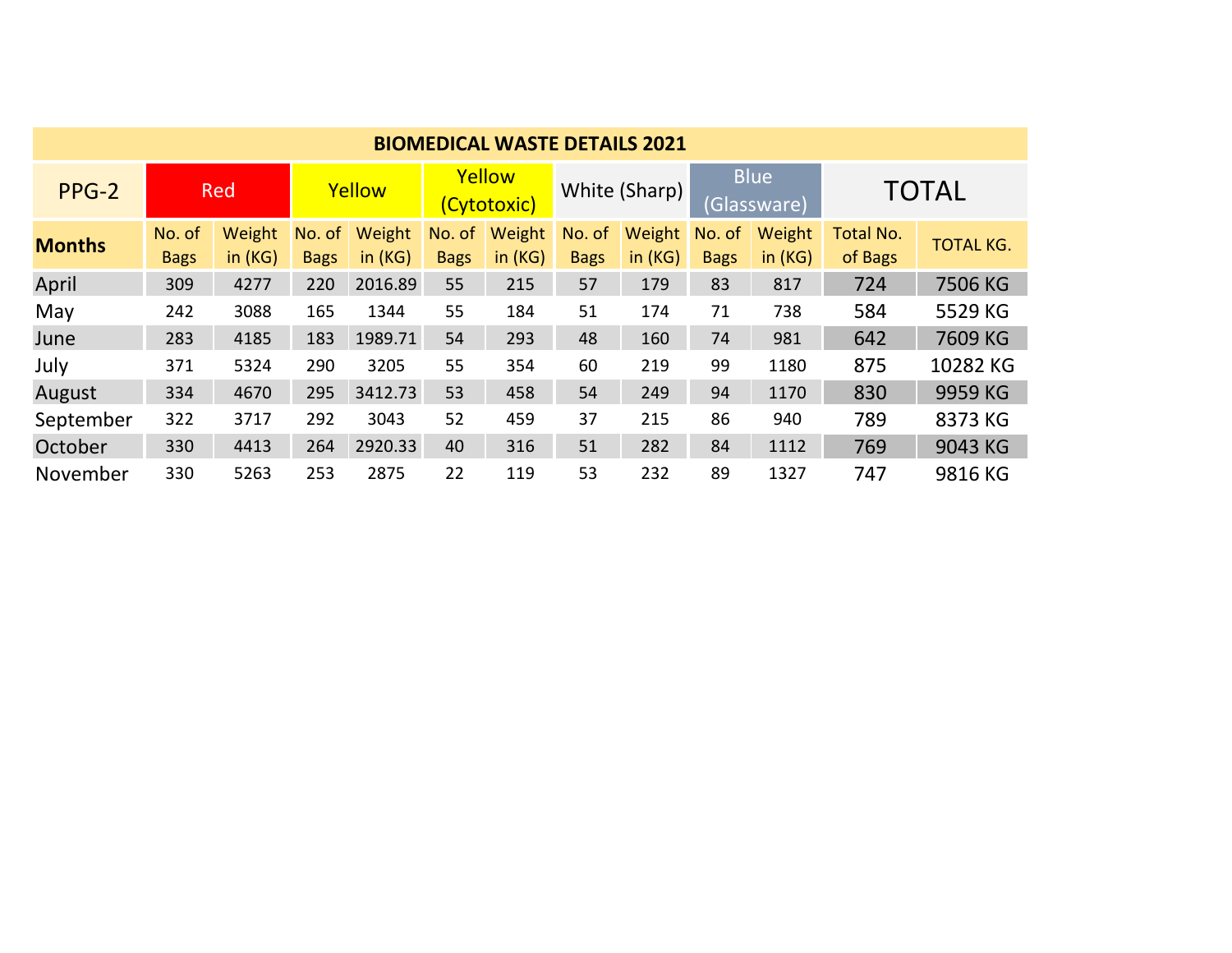| BIOMEDICAL WASTE DETAILS 2021 | | | | | | | | | | | | |
|---|---|---|---|---|---|---|---|---|---|---|---|---|
| PPG-2 | Red | | Yellow | | Yellow (Cytotoxic) | | White (Sharp) | | Blue (Glassware) | | TOTAL | |
| **Months** | No. of Bags | Weight in (KG) | No. of Bags | Weight in (KG) | No. of Bags | Weight in (KG) | No. of Bags | Weight in (KG) | No. of Bags | Weight in (KG) | Total No. of Bags | TOTAL KG. |
| April | 309 | 4277 | 220 | 2016.89 | 55 | 215 | 57 | 179 | 83 | 817 | 724 | 7506 KG |
| May | 242 | 3088 | 165 | 1344 | 55 | 184 | 51 | 174 | 71 | 738 | 584 | 5529 KG |
| June | 283 | 4185 | 183 | 1989.71 | 54 | 293 | 48 | 160 | 74 | 981 | 642 | 7609 KG |
| July | 371 | 5324 | 290 | 3205 | 55 | 354 | 60 | 219 | 99 | 1180 | 875 | 10282 KG |
| August | 334 | 4670 | 295 | 3412.73 | 53 | 458 | 54 | 249 | 94 | 1170 | 830 | 9959 KG |
| September | 322 | 3717 | 292 | 3043 | 52 | 459 | 37 | 215 | 86 | 940 | 789 | 8373 KG |
| October | 330 | 4413 | 264 | 2920.33 | 40 | 316 | 51 | 282 | 84 | 1112 | 769 | 9043 KG |
| November | 330 | 5263 | 253 | 2875 | 22 | 119 | 53 | 232 | 89 | 1327 | 747 | 9816 KG |